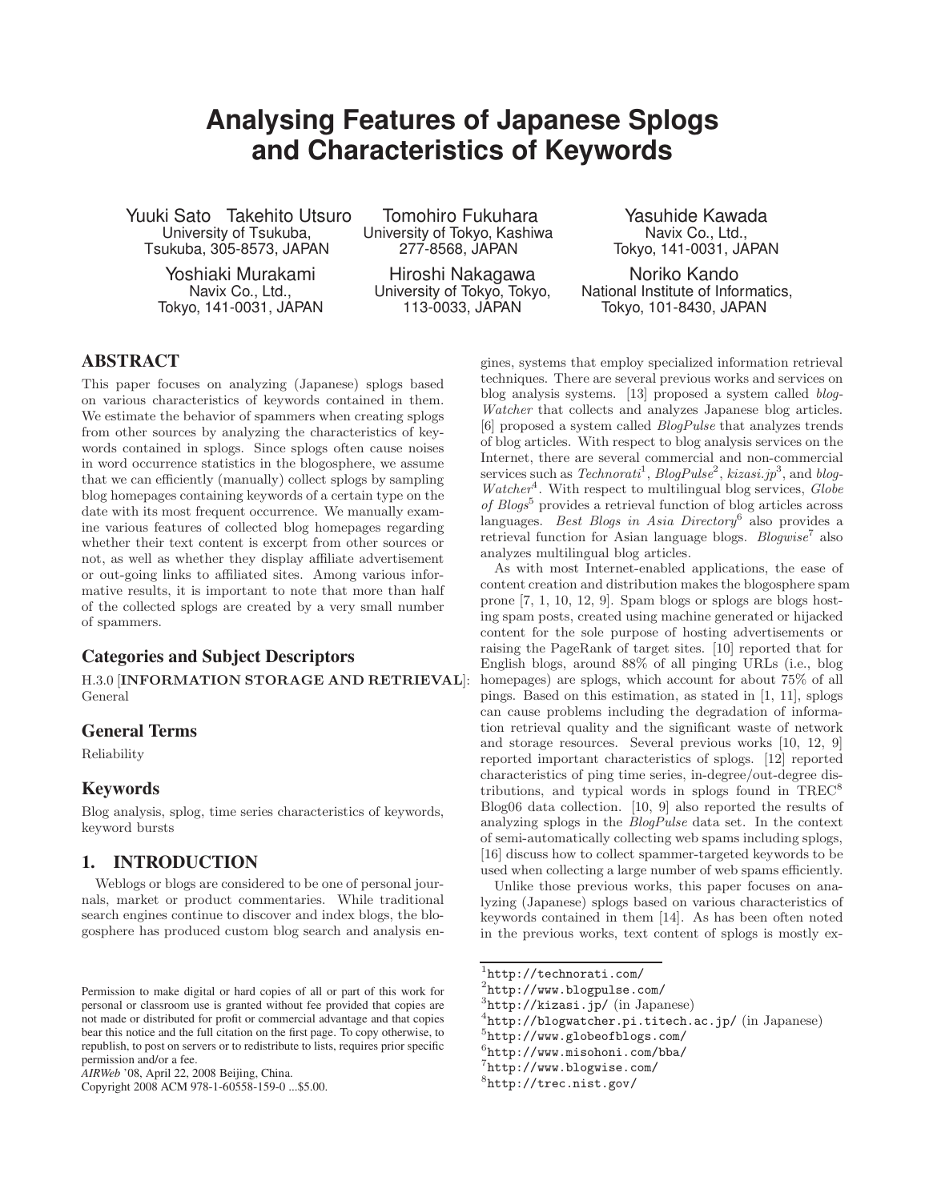# Analysing Features of Japanese Splogs and Characteristics of Keywords

Yuuki Sato Takehito Utsuro
University of Tsukuba,
Tsukuba, 305-8573, JAPAN

Tomohiro Fukuhara
University of Tokyo, Kashiwa
277-8568, JAPAN

Yasuhide Kawada
Navix Co., Ltd.,
Tokyo, 141-0031, JAPAN

Yoshiaki Murakami
Navix Co., Ltd.,
Tokyo, 141-0031, JAPAN

Hiroshi Nakagawa
University of Tokyo, Tokyo,
113-0033, JAPAN

Noriko Kando
National Institute of Informatics,
Tokyo, 101-8430, JAPAN

## ABSTRACT

This paper focuses on analyzing (Japanese) splogs based on various characteristics of keywords contained in them. We estimate the behavior of spammers when creating splogs from other sources by analyzing the characteristics of keywords contained in splogs. Since splogs often cause noises in word occurrence statistics in the blogosphere, we assume that we can efficiently (manually) collect splogs by sampling blog homepages containing keywords of a certain type on the date with its most frequent occurrence. We manually examine various features of collected blog homepages regarding whether their text content is excerpt from other sources or not, as well as whether they display affiliate advertisement or out-going links to affiliated sites. Among various informative results, it is important to note that more than half of the collected splogs are created by a very small number of spammers.

## Categories and Subject Descriptors

H.3.0 [**INFORMATION STORAGE AND RETRIEVAL**]: General

## General Terms

Reliability

## Keywords

Blog analysis, splog, time series characteristics of keywords, keyword bursts

## 1. INTRODUCTION

Weblogs or blogs are considered to be one of personal journals, market or product commentaries. While traditional search engines continue to discover and index blogs, the blogosphere has produced custom blog search and analysis engines, systems that employ specialized information retrieval techniques. There are several previous works and services on blog analysis systems. [13] proposed a system called *blogWatcher* that collects and analyzes Japanese blog articles. [6] proposed a system called *BlogPulse* that analyzes trends of blog articles. With respect to blog analysis services on the Internet, there are several commercial and non-commercial services such as *Technorati*[1], *BlogPulse*[2], *kizasi.jp*[3], and *blogWatcher*[4]. With respect to multilingual blog services, *Globe of Blogs*[5] provides a retrieval function of blog articles across languages. *Best Blogs in Asia Directory*[6] also provides a retrieval function for Asian language blogs. *Blogwise*[7] also analyzes multilingual blog articles.

As with most Internet-enabled applications, the ease of content creation and distribution makes the blogosphere spam prone [7, 1, 10, 12, 9]. Spam blogs or splogs are blogs hosting spam posts, created using machine generated or hijacked content for the sole purpose of hosting advertisements or raising the PageRank of target sites. [10] reported that for English blogs, around 88% of all pinging URLs (i.e., blog homepages) are splogs, which account for about 75% of all pings. Based on this estimation, as stated in [1, 11], splogs can cause problems including the degradation of information retrieval quality and the significant waste of network and storage resources. Several previous works [10, 12, 9] reported important characteristics of splogs. [12] reported characteristics of ping time series, in-degree/out-degree distributions, and typical words in splogs found in TREC[8] Blog06 data collection. [10, 9] also reported the results of analyzing splogs in the *BlogPulse* data set. In the context of semi-automatically collecting web spams including splogs, [16] discuss how to collect spammer-targeted keywords to be used when collecting a large number of web spams efficiently.

Unlike those previous works, this paper focuses on analyzing (Japanese) splogs based on various characteristics of keywords contained in them [14]. As has been often noted in the previous works, text content of splogs is mostly ex-

[1]http://technorati.com/
[2]http://www.blogpulse.com/
[3]http://kizasi.jp/ (in Japanese)
[4]http://blogwatcher.pi.titech.ac.jp/ (in Japanese)
[5]http://www.globeofblogs.com/
[6]http://www.misohoni.com/bba/
[7]http://www.blogwise.com/
[8]http://trec.nist.gov/

Permission to make digital or hard copies of all or part of this work for personal or classroom use is granted without fee provided that copies are not made or distributed for profit or commercial advantage and that copies bear this notice and the full citation on the first page. To copy otherwise, to republish, to post on servers or to redistribute to lists, requires prior specific permission and/or a fee.
*AIRWeb* '08, April 22, 2008 Beijing, China.
Copyright 2008 ACM 978-1-60558-159-0 ...$5.00.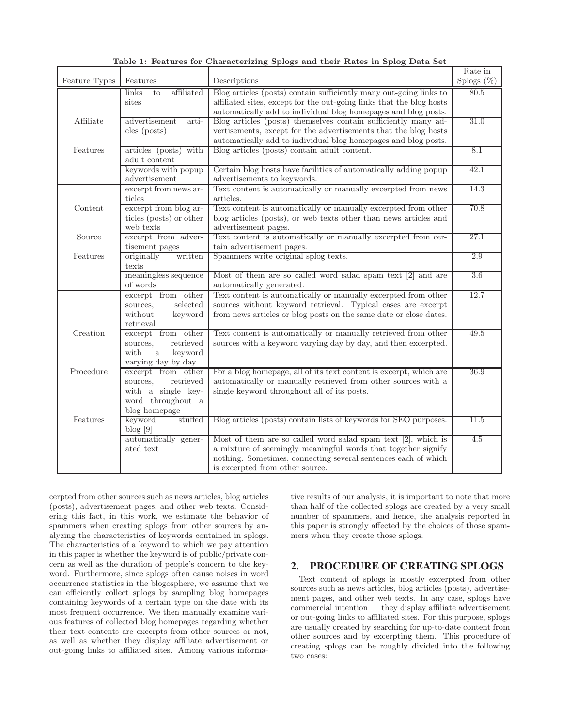**Table 1: Features for Characterizing Splogs and their Rates in Splog Data Set**

| Feature Types | Features | Descriptions | Rate in Splogs (%) |
|---|---|---|---|
| Affiliate Features | links to affiliated sites | Blog articles (posts) contain sufficiently many out-going links to affiliated sites, except for the out-going links that the blog hosts automatically add to individual blog homepages and blog posts. | 80.5 |
| | advertisement articles (posts) | Blog articles (posts) themselves contain sufficiently many advertisements, except for the advertisements that the blog hosts automatically add to individual blog homepages and blog posts. | 31.0 |
| | articles (posts) with adult content | Blog articles (posts) contain adult content. | 8.1 |
| | keywords with popup advertisement | Certain blog hosts have facilities of automatically adding popup advertisements to keywords. | 42.1 |
| Content Source Features | excerpt from news articles | Text content is automatically or manually excerpted from news articles. | 14.3 |
| | excerpt from blog articles (posts) or other web texts | Text content is automatically or manually excerpted from other blog articles (posts), or web texts other than news articles and advertisement pages. | 70.8 |
| | excerpt from advertisement pages | Text content is automatically or manually excerpted from certain advertisement pages. | 27.1 |
| | originally written texts | Spammers write original splog texts. | 2.9 |
| | meaningless sequence of words | Most of them are so called word salad spam text [2] and are automatically generated. | 3.6 |
| Creation Procedure Features | excerpt from other sources, selected without keyword retrieval | Text content is automatically or manually excerpted from other sources without keyword retrieval. Typical cases are excerpt from news articles or blog posts on the same date or close dates. | 12.7 |
| | excerpt from other sources, retrieved with a keyword varying day by day | Text content is automatically or manually retrieved from other sources with a keyword varying day by day, and then excerpted. | 49.5 |
| | excerpt from other sources, retrieved with a single keyword throughout a blog homepage | For a blog homepage, all of its text content is excerpt, which are automatically or manually retrieved from other sources with a single keyword throughout all of its posts. | 36.9 |
| | keyword stuffed blog [9] | Blog articles (posts) contain lists of keywords for SEO purposes. | 11.5 |
| | automatically generated text | Most of them are so called word salad spam text [2], which is a mixture of seemingly meaningful words that together signify nothing. Sometimes, connecting several sentences each of which is excerpted from other source. | 4.5 |

cerpted from other sources such as news articles, blog articles (posts), advertisement pages, and other web texts. Considering this fact, in this work, we estimate the behavior of spammers when creating splogs from other sources by analyzing the characteristics of keywords contained in splogs. The characteristics of a keyword to which we pay attention in this paper is whether the keyword is of public/private concern as well as the duration of people's concern to the keyword. Furthermore, since splogs often cause noises in word occurrence statistics in the blogosphere, we assume that we can efficiently collect splogs by sampling blog homepages containing keywords of a certain type on the date with its most frequent occurrence. We then manually examine various features of collected blog homepages regarding whether their text contents are excerpts from other sources or not, as well as whether they display affiliate advertisement or out-going links to affiliated sites. Among various informative results of our analysis, it is important to note that more than half of the collected splogs are created by a very small number of spammers, and hence, the analysis reported in this paper is strongly affected by the choices of those spammers when they create those splogs.

## 2. PROCEDURE OF CREATING SPLOGS

Text content of splogs is mostly excerpted from other sources such as news articles, blog articles (posts), advertisement pages, and other web texts. In any case, splogs have commercial intention — they display affiliate advertisement or out-going links to affiliated sites. For this purpose, splogs are usually created by searching for up-to-date content from other sources and by excerpting them. This procedure of creating splogs can be roughly divided into the following two cases: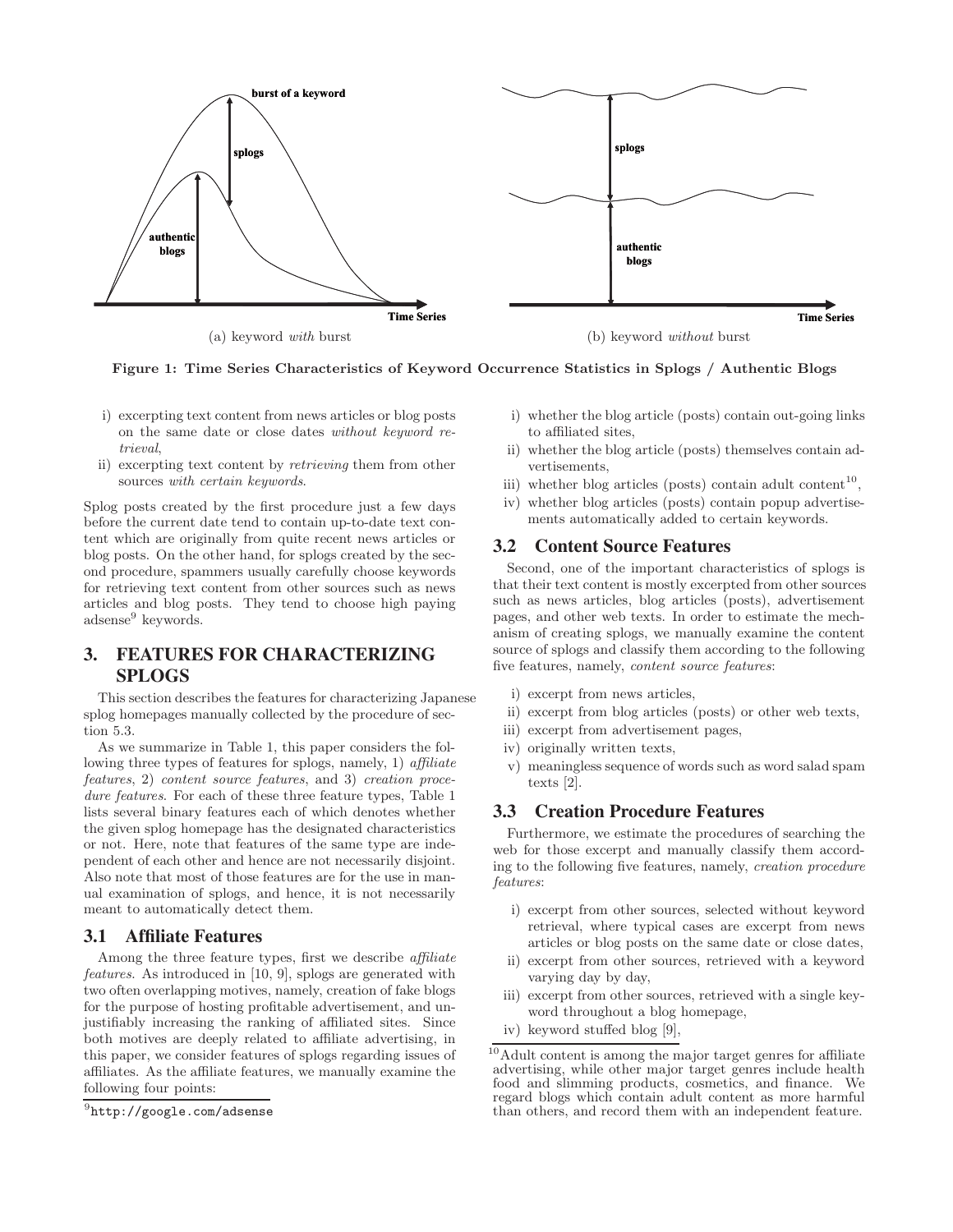(a) keyword *with* burst

(b) keyword *without* burst

**Figure 1: Time Series Characteristics of Keyword Occurrence Statistics in Splogs / Authentic Blogs**

i) excerpting text content from news articles or blog posts on the same date or close dates *without keyword retrieval*,
ii) excerpting text content by *retrieving* them from other sources *with certain keywords*.

Splog posts created by the first procedure just a few days before the current date tend to contain up-to-date text content which are originally from quite recent news articles or blog posts. On the other hand, for splogs created by the second procedure, spammers usually carefully choose keywords for retrieving text content from other sources such as news articles and blog posts. They tend to choose high paying adsense[9] keywords.

## 3. FEATURES FOR CHARACTERIZING SPLOGS

This section describes the features for characterizing Japanese splog homepages manually collected by the procedure of section 5.3.

As we summarize in Table 1, this paper considers the following three types of features for splogs, namely, 1) *affiliate features*, 2) *content source features*, and 3) *creation procedure features*. For each of these three feature types, Table 1 lists several binary features each of which denotes whether the given splog homepage has the designated characteristics or not. Here, note that features of the same type are independent of each other and hence are not necessarily disjoint. Also note that most of those features are for the use in manual examination of splogs, and hence, it is not necessarily meant to automatically detect them.

### 3.1 Affiliate Features

Among the three feature types, first we describe *affiliate features*. As introduced in [10, 9], splogs are generated with two often overlapping motives, namely, creation of fake blogs for the purpose of hosting profitable advertisement, and unjustifiably increasing the ranking of affiliated sites. Since both motives are deeply related to affiliate advertising, in this paper, we consider features of splogs regarding issues of affiliates. As the affiliate features, we manually examine the following four points:

i) whether the blog article (posts) contain out-going links to affiliated sites,
ii) whether the blog article (posts) themselves contain advertisements,
iii) whether blog articles (posts) contain adult content[10],
iv) whether blog articles (posts) contain popup advertisements automatically added to certain keywords.

### 3.2 Content Source Features

Second, one of the important characteristics of splogs is that their text content is mostly excerpted from other sources such as news articles, blog articles (posts), advertisement pages, and other web texts. In order to estimate the mechanism of creating splogs, we manually examine the content source of splogs and classify them according to the following five features, namely, *content source features*:

i) excerpt from news articles,
ii) excerpt from blog articles (posts) or other web texts,
iii) excerpt from advertisement pages,
iv) originally written texts,
v) meaningless sequence of words such as word salad spam texts [2].

### 3.3 Creation Procedure Features

Furthermore, we estimate the procedures of searching the web for those excerpt and manually classify them according to the following five features, namely, *creation procedure features*:

i) excerpt from other sources, selected without keyword retrieval, where typical cases are excerpt from news articles or blog posts on the same date or close dates,
ii) excerpt from other sources, retrieved with a keyword varying day by day,
iii) excerpt from other sources, retrieved with a single keyword throughout a blog homepage,
iv) keyword stuffed blog [9],

[9] http://google.com/adsense

[10] Adult content is among the major target genres for affiliate advertising, while other major target genres include health food and slimming products, cosmetics, and finance. We regard blogs which contain adult content as more harmful than others, and record them with an independent feature.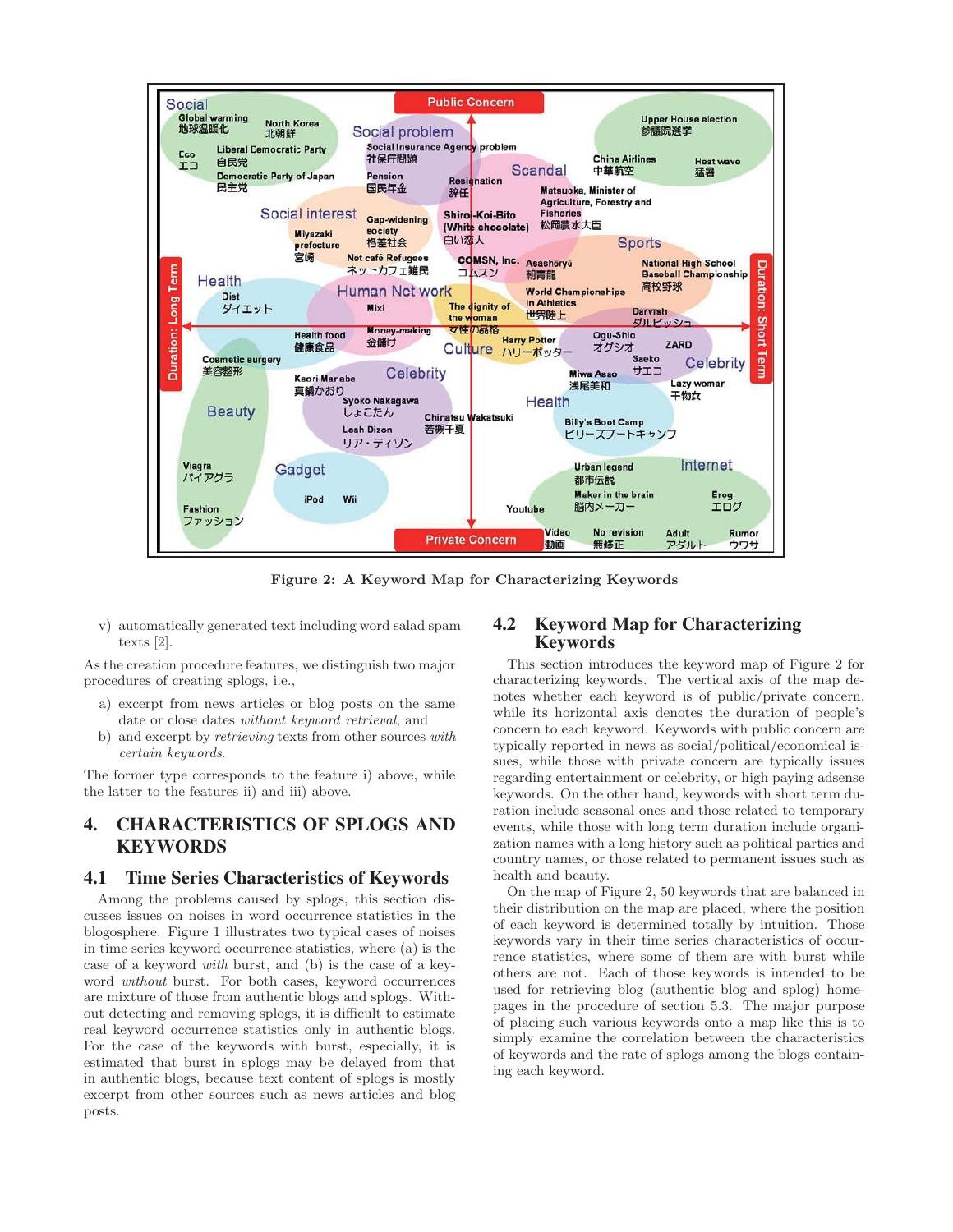Figure 2: A Keyword Map for Characterizing Keywords

v) automatically generated text including word salad spam texts [2].

As the creation procedure features, we distinguish two major procedures of creating splogs, i.e.,

a) excerpt from news articles or blog posts on the same date or close dates *without keyword retrieval*, and
b) and excerpt by *retrieving* texts from other sources *with certain keywords*.

The former type corresponds to the feature i) above, while the latter to the features ii) and iii) above.

# 4. CHARACTERISTICS OF SPLOGS AND KEYWORDS

## 4.1 Time Series Characteristics of Keywords

Among the problems caused by splogs, this section discusses issues on noises in word occurrence statistics in the blogosphere. Figure 1 illustrates two typical cases of noises in time series keyword occurrence statistics, where (a) is the case of a keyword *with* burst, and (b) is the case of a keyword *without* burst. For both cases, keyword occurrences are mixture of those from authentic blogs and splogs. Without detecting and removing splogs, it is difficult to estimate real keyword occurrence statistics only in authentic blogs. For the case of the keywords with burst, especially, it is estimated that burst in splogs may be delayed from that in authentic blogs, because text content of splogs is mostly excerpt from other sources such as news articles and blog posts.

## 4.2 Keyword Map for Characterizing Keywords

This section introduces the keyword map of Figure 2 for characterizing keywords. The vertical axis of the map denotes whether each keyword is of public/private concern, while its horizontal axis denotes the duration of people's concern to each keyword. Keywords with public concern are typically reported in news as social/political/economical issues, while those with private concern are typically issues regarding entertainment or celebrity, or high paying adsense keywords. On the other hand, keywords with short term duration include seasonal ones and those related to temporary events, while those with long term duration include organization names with a long history such as political parties and country names, or those related to permanent issues such as health and beauty.

On the map of Figure 2, 50 keywords that are balanced in their distribution on the map are placed, where the position of each keyword is determined totally by intuition. Those keywords vary in their time series characteristics of occurrence statistics, where some of them are with burst while others are not. Each of those keywords is intended to be used for retrieving blog (authentic blog and splog) homepages in the procedure of section 5.3. The major purpose of placing such various keywords onto a map like this is to simply examine the correlation between the characteristics of keywords and the rate of splogs among the blogs containing each keyword.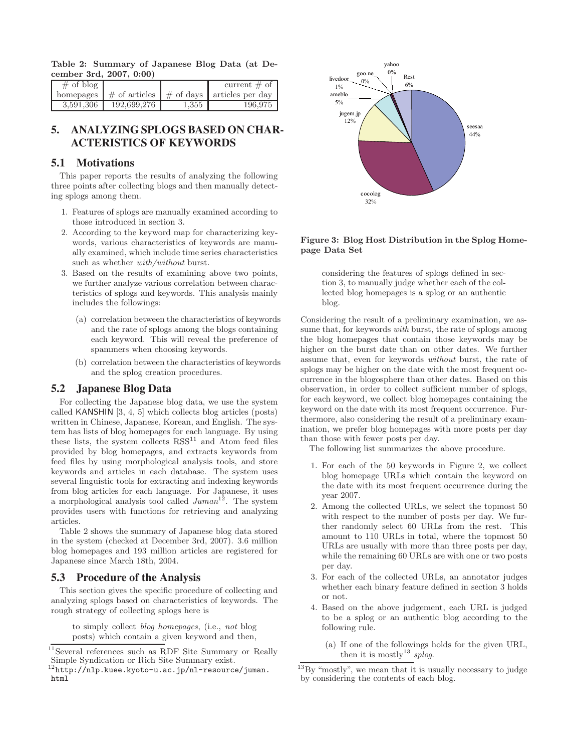**Table 2: Summary of Japanese Blog Data (at December 3rd, 2007, 0:00)**

| # of blog homepages | # of articles | # of days | current # of articles per day |
|---|---|---|---|
| 3,591,306 | 192,699,276 | 1,355 | 196,975 |

## 5. ANALYZING SPLOGS BASED ON CHARACTERISTICS OF KEYWORDS

### 5.1 Motivations

This paper reports the results of analyzing the following three points after collecting blogs and then manually detecting splogs among them.

1. Features of splogs are manually examined according to those introduced in section 3.
2. According to the keyword map for characterizing keywords, various characteristics of keywords are manually examined, which include time series characteristics such as whether *with*/*without* burst.
3. Based on the results of examining above two points, we further analyze various correlation between characteristics of splogs and keywords. This analysis mainly includes the followings:
   (a) correlation between the characteristics of keywords and the rate of splogs among the blogs containing each keyword. This will reveal the preference of spammers when choosing keywords.
   (b) correlation between the characteristics of keywords and the splog creation procedures.

### 5.2 Japanese Blog Data

For collecting the Japanese blog data, we use the system called KANSHIN [3, 4, 5] which collects blog articles (posts) written in Chinese, Japanese, Korean, and English. The system has lists of blog homepages for each language. By using these lists, the system collects RSS[11] and Atom feed files provided by blog homepages, and extracts keywords from feed files by using morphological analysis tools, and store keywords and articles in each database. The system uses several linguistic tools for extracting and indexing keywords from blog articles for each language. For Japanese, it uses a morphological analysis tool called *Juman*[12]. The system provides users with functions for retrieving and analyzing articles.

Table 2 shows the summary of Japanese blog data stored in the system (checked at December 3rd, 2007). 3.6 million blog homepages and 193 million articles are registered for Japanese since March 18th, 2004.

### 5.3 Procedure of the Analysis

This section gives the specific procedure of collecting and analyzing splogs based on characteristics of keywords. The rough strategy of collecting splogs here is

> to simply collect *blog homepages*, (i.e., *not* blog posts) which contain a given keyword and then, considering the features of splogs defined in section 3, to manually judge whether each of the collected blog homepages is a splog or an authentic blog.

**Figure 3: Blog Host Distribution in the Splog Homepage Data Set**

Considering the result of a preliminary examination, we assume that, for keywords *with* burst, the rate of splogs among the blog homepages that contain those keywords may be higher on the burst date than on other dates. We further assume that, even for keywords *without* burst, the rate of splogs may be higher on the date with the most frequent occurrence in the blogosphere than other dates. Based on this observation, in order to collect sufficient number of splogs, for each keyword, we collect blog homepages containing the keyword on the date with its most frequent occurrence. Furthermore, also considering the result of a preliminary examination, we prefer blog homepages with more posts per day than those with fewer posts per day.

The following list summarizes the above procedure.

1. For each of the 50 keywords in Figure 2, we collect blog homepage URLs which contain the keyword on the date with its most frequent occurrence during the year 2007.
2. Among the collected URLs, we select the topmost 50 with respect to the number of posts per day. We further randomly select 60 URLs from the rest. This amount to 110 URLs in total, where the topmost 50 URLs are usually with more than three posts per day, while the remaining 60 URLs are with one or two posts per day.
3. For each of the collected URLs, an annotator judges whether each binary feature defined in section 3 holds or not.
4. Based on the above judgement, each URL is judged to be a splog or an authentic blog according to the following rule.
   (a) If one of the followings holds for the given URL, then it is mostly[13] *splog*.

---

[11] Several references such as RDF Site Summary or Really Simple Syndication or Rich Site Summary exist.

[12] http://nlp.kuee.kyoto-u.ac.jp/nl-resource/juman.html

[13] By "mostly", we mean that it is usually necessary to judge by considering the contents of each blog.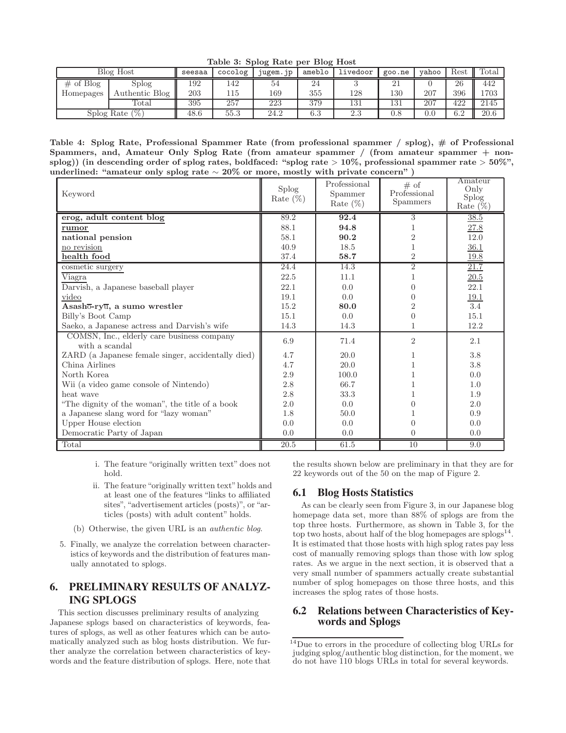**Table 3: Splog Rate per Blog Host**

| Blog Host | | seesaa | cocolog | jugem.jp | ameblo | livedoor | goo.ne | yahoo | Rest | Total |
|---|---|---|---|---|---|---|---|---|---|---|
| # of Blog Homepages | Splog | 192 | 142 | 54 | 24 | 3 | 21 | 0 | 26 | 442 |
| | Authentic Blog | 203 | 115 | 169 | 355 | 128 | 130 | 207 | 396 | 1703 |
| | Total | 395 | 257 | 223 | 379 | 131 | 131 | 207 | 422 | 2145 |
| Splog Rate (%) | | 48.6 | 55.3 | 24.2 | 6.3 | 2.3 | 0.8 | 0.0 | 6.2 | 20.6 |

**Table 4: Splog Rate, Professional Spammer Rate (from professional spammer / splog), # of Professional Spammers, and, Amateur Only Splog Rate (from amateur spammer / (from amateur spammer + non-splog)) (in descending order of splog rates, boldfaced: "splog rate > 10%, professional spammer rate > 50%", underlined: "amateur only splog rate ∼ 20% or more, mostly with private concern" )**

| Keyword | Splog Rate (%) | Professional Spammer Rate (%) | # of Professional Spammers | Amateur Only Splog Rate (%) |
|---|---|---|---|---|
| **erog, adult content blog** | 89.2 | **92.4** | 3 | 38.5 |
| **rumor** | 88.1 | **94.8** | 1 | 27.8 |
| **national pension** | 58.1 | **90.2** | 2 | 12.0 |
| no revision | 40.9 | 18.5 | 1 | 36.1 |
| **health food** | 37.4 | **58.7** | 2 | 19.8 |
| cosmetic surgery | 24.4 | 14.3 | 2 | 21.7 |
| Viagra | 22.5 | 11.1 | 1 | 20.5 |
| Darvish, a Japanese baseball player | 22.1 | 0.0 | 0 | 22.1 |
| video | 19.1 | 0.0 | 0 | 19.1 |
| **Asashō-ryū, a sumo wrestler** | 15.2 | **80.0** | 2 | 3.4 |
| Billy's Boot Camp | 15.1 | 0.0 | 0 | 15.1 |
| Saeko, a Japanese actress and Darvish's wife | 14.3 | 14.3 | 1 | 12.2 |
| COMSN, Inc., elderly care business company with a scandal | 6.9 | 71.4 | 2 | 2.1 |
| ZARD (a Japanese female singer, accidentally died) | 4.7 | 20.0 | 1 | 3.8 |
| China Airlines | 4.7 | 20.0 | 1 | 3.8 |
| North Korea | 2.9 | 100.0 | 1 | 0.0 |
| Wii (a video game console of Nintendo) | 2.8 | 66.7 | 1 | 1.0 |
| heat wave | 2.8 | 33.3 | 1 | 1.9 |
| "The dignity of the woman", the title of a book | 2.0 | 0.0 | 0 | 2.0 |
| a Japanese slang word for "lazy woman" | 1.8 | 50.0 | 1 | 0.9 |
| Upper House election | 0.0 | 0.0 | 0 | 0.0 |
| Democratic Party of Japan | 0.0 | 0.0 | 0 | 0.0 |
| Total | 20.5 | 61.5 | 10 | 9.0 |

i. The feature "originally written text" does not hold.

ii. The feature "originally written text" holds and at least one of the features "links to affiliated sites", "advertisement articles (posts)", or "articles (posts) with adult content" holds.

(b) Otherwise, the given URL is an *authentic blog*.

5. Finally, we analyze the correlation between characteristics of keywords and the distribution of features manually annotated to splogs.

## 6. PRELIMINARY RESULTS OF ANALYZING SPLOGS

This section discusses preliminary results of analyzing Japanese splogs based on characteristics of keywords, features of splogs, as well as other features which can be automatically analyzed such as blog hosts distribution. We further analyze the correlation between characteristics of keywords and the feature distribution of splogs. Here, note that the results shown below are preliminary in that they are for 22 keywords out of the 50 on the map of Figure 2.

### 6.1 Blog Hosts Statistics

As can be clearly seen from Figure 3, in our Japanese blog homepage data set, more than 88% of splogs are from the top three hosts. Furthermore, as shown in Table 3, for the top two hosts, about half of the blog homepages are splogs[14]. It is estimated that those hosts with high splog rates pay less cost of manually removing splogs than those with low splog rates. As we argue in the next section, it is observed that a very small number of spammers actually create substantial number of splog homepages on those three hosts, and this increases the splog rates of those hosts.

### 6.2 Relations between Characteristics of Keywords and Splogs

[14] Due to errors in the procedure of collecting blog URLs for judging splog/authentic blog distinction, for the moment, we do not have 110 blogs URLs in total for several keywords.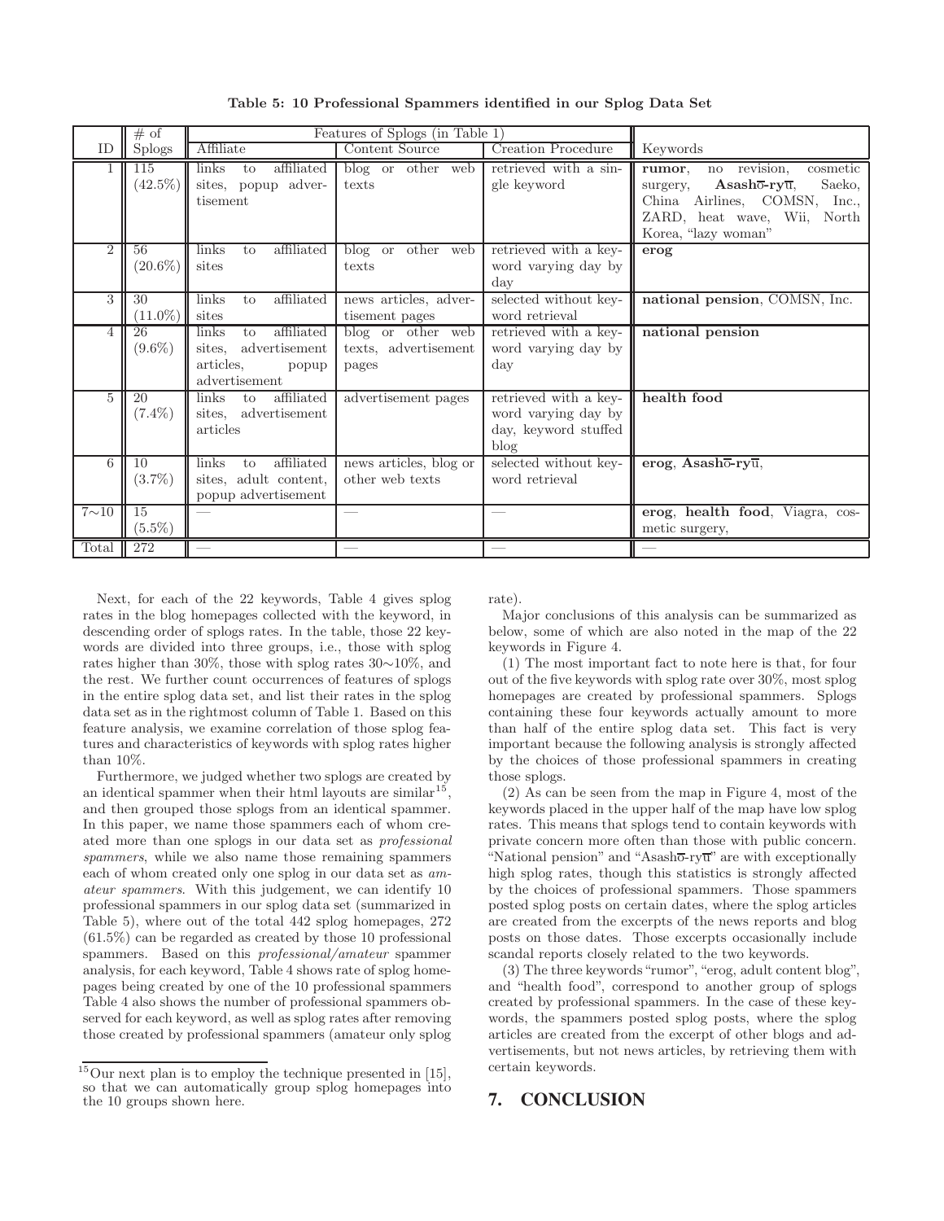**Table 5: 10 Professional Spammers identified in our Splog Data Set**

| | # of | Features of Splogs (in Table 1) | | | |
|---|---|---|---|---|---|
| ID | Splogs | Affiliate | Content Source | Creation Procedure | Keywords |
| 1 | 115 (42.5%) | links to affiliated sites, popup advertisement | blog or other web texts | retrieved with a single keyword | **rumor**, no revision, cosmetic surgery, **Asashō-ryū**, Saeko, China Airlines, COMSN, Inc., ZARD, heat wave, Wii, North Korea, "lazy woman" |
| 2 | 56 (20.6%) | links to affiliated sites | blog or other web texts | retrieved with a keyword varying day by day | **erog** |
| 3 | 30 (11.0%) | links to affiliated sites | news articles, advertisement pages | selected without keyword retrieval | **national pension**, COMSN, Inc. |
| 4 | 26 (9.6%) | links to affiliated sites, advertisement articles, popup advertisement | blog or other web texts, advertisement pages | retrieved with a keyword varying day by day | **national pension** |
| 5 | 20 (7.4%) | links to affiliated sites, advertisement articles | advertisement pages | retrieved with a keyword varying day by day, keyword stuffed blog | **health food** |
| 6 | 10 (3.7%) | links to affiliated sites, adult content, popup advertisement | news articles, blog or other web texts | selected without keyword retrieval | **erog**, **Asashō-ryū**, |
| 7∼10 | 15 (5.5%) | — | — | — | **erog**, **health food**, Viagra, cosmetic surgery, |
| Total | 272 | — | — | — | — |

Next, for each of the 22 keywords, Table 4 gives splog rates in the blog homepages collected with the keyword, in descending order of splogs rates. In the table, those 22 keywords are divided into three groups, i.e., those with splog rates higher than 30%, those with splog rates 30∼10%, and the rest. We further count occurrences of features of splogs in the entire splog data set, and list their rates in the splog data set as in the rightmost column of Table 1. Based on this feature analysis, we examine correlation of those splog features and characteristics of keywords with splog rates higher than 10%.

Furthermore, we judged whether two splogs are created by an identical spammer when their html layouts are similar[15], and then grouped those splogs from an identical spammer. In this paper, we name those spammers each of whom created more than one splogs in our data set as *professional spammers*, while we also name those remaining spammers each of whom created only one splog in our data set as *amateur spammers*. With this judgement, we can identify 10 professional spammers in our splog data set (summarized in Table 5), where out of the total 442 splog homepages, 272 (61.5%) can be regarded as created by those 10 professional spammers. Based on this *professional/amateur* spammer analysis, for each keyword, Table 4 shows rate of splog homepages being created by one of the 10 professional spammers Table 4 also shows the number of professional spammers observed for each keyword, as well as splog rates after removing those created by professional spammers (amateur only splog rate).

Major conclusions of this analysis can be summarized as below, some of which are also noted in the map of the 22 keywords in Figure 4.

(1) The most important fact to note here is that, for four out of the five keywords with splog rate over 30%, most splog homepages are created by professional spammers. Splogs containing these four keywords actually amount to more than half of the entire splog data set. This fact is very important because the following analysis is strongly affected by the choices of those professional spammers in creating those splogs.

(2) As can be seen from the map in Figure 4, most of the keywords placed in the upper half of the map have low splog rates. This means that splogs tend to contain keywords with private concern more often than those with public concern. "National pension" and "Asashō-ryū" are with exceptionally high splog rates, though this statistics is strongly affected by the choices of professional spammers. Those spammers posted splog posts on certain dates, where the splog articles are created from the excerpts of the news reports and blog posts on those dates. Those excerpts occasionally include scandal reports closely related to the two keywords.

(3) The three keywords "rumor", "erog, adult content blog", and "health food", correspond to another group of splogs created by professional spammers. In the case of these keywords, the spammers posted splog posts, where the splog articles are created from the excerpt of other blogs and advertisements, but not news articles, by retrieving them with certain keywords.

[15]Our next plan is to employ the technique presented in [15], so that we can automatically group splog homepages into the 10 groups shown here.

## 7. CONCLUSION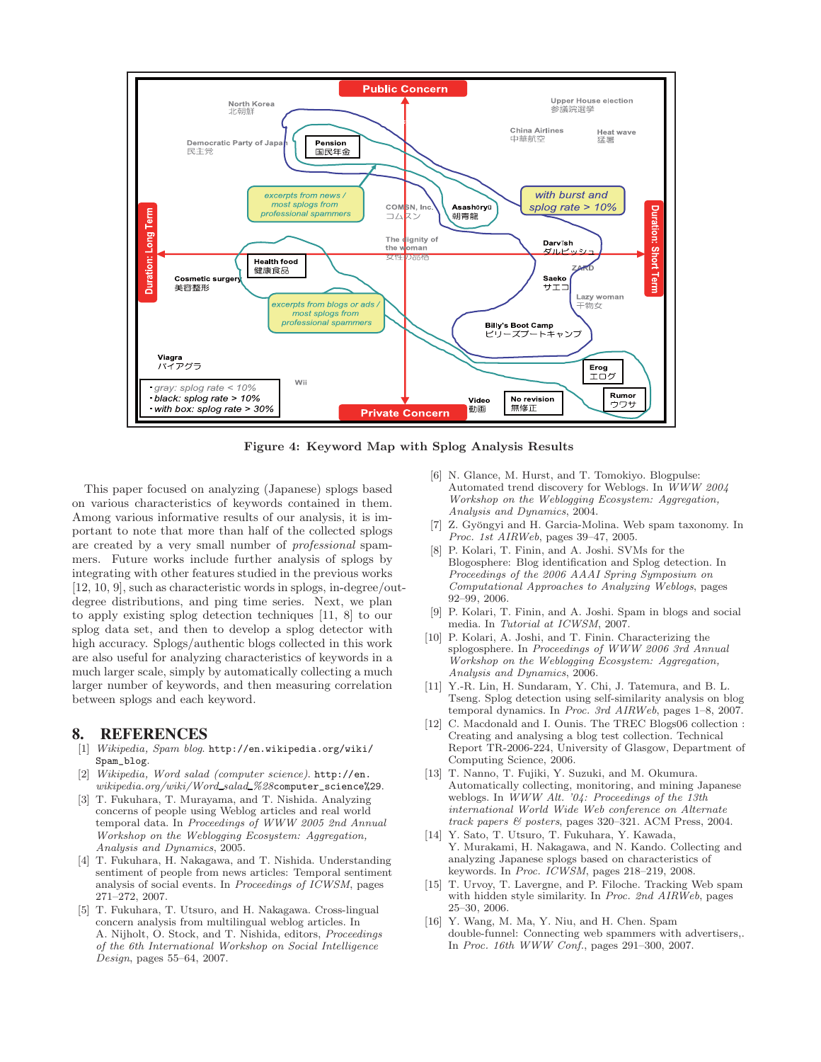Public Concern

Private Concern

Duration: Long Term

Duration: Short Term

North Korea
北朝鮮

Democratic Party of Japan
民主党

Pension
国民年金

excerpts from news / most splogs from professional spammers

COMSN, Inc.
コムスン

Asashōryū
朝青龍

The dignity of the woman
女性の品格

Upper House election
参議院選挙

China Airlines
中華航空

Heat wave
猛暑

with burst and splog rate > 10%

Darvish
ダルビッシュ

ZARD

Saeko
サエコ

Lazy woman
干物女

Health food
健康食品

Cosmetic surgery
美容整形

excerpts from blogs or ads / most splogs from professional spammers

Billy's Boot Camp
ビリーズブートキャンプ

Viagra
バイアグラ

Wii

Video
動画

No revision
無修正

Erog
エロゲ

Rumor
ウワサ

- gray: splog rate < 10%
- black: splog rate > 10%
- with box: splog rate > 30%

**Figure 4: Keyword Map with Splog Analysis Results**

This paper focused on analyzing (Japanese) splogs based on various characteristics of keywords contained in them. Among various informative results of our analysis, it is important to note that more than half of the collected splogs are created by a very small number of *professional* spammers. Future works include further analysis of splogs by integrating with other features studied in the previous works [12, 10, 9], such as characteristic words in splogs, in-degree/out-degree distributions, and ping time series. Next, we plan to apply existing splog detection techniques [11, 8] to our splog data set, and then to develop a splog detector with high accuracy. Splogs/authentic blogs collected in this work are also useful for analyzing characteristics of keywords in a much larger scale, simply by automatically collecting a much larger number of keywords, and then measuring correlation between splogs and each keyword.

## 8. REFERENCES

[1] *Wikipedia, Spam blog.* http://en.wikipedia.org/wiki/Spam_blog.

[2] *Wikipedia, Word salad (computer science).* http://en.wikipedia.org/wiki/Word_salad_%28computer_science%29.

[3] T. Fukuhara, T. Murayama, and T. Nishida. Analyzing concerns of people using Weblog articles and real world temporal data. In *Proceedings of WWW 2005 2nd Annual Workshop on the Weblogging Ecosystem: Aggregation, Analysis and Dynamics*, 2005.

[4] T. Fukuhara, H. Nakagawa, and T. Nishida. Understanding sentiment of people from news articles: Temporal sentiment analysis of social events. In *Proceedings of ICWSM*, pages 271–272, 2007.

[5] T. Fukuhara, T. Utsuro, and H. Nakagawa. Cross-lingual concern analysis from multilingual weblog articles. In A. Nijholt, O. Stock, and T. Nishida, editors, *Proceedings of the 6th International Workshop on Social Intelligence Design*, pages 55–64, 2007.

[6] N. Glance, M. Hurst, and T. Tomokiyo. Blogpulse: Automated trend discovery for Weblogs. In *WWW 2004 Workshop on the Weblogging Ecosystem: Aggregation, Analysis and Dynamics*, 2004.

[7] Z. Gyöngyi and H. Garcia-Molina. Web spam taxonomy. In *Proc. 1st AIRWeb*, pages 39–47, 2005.

[8] P. Kolari, T. Finin, and A. Joshi. SVMs for the Blogosphere: Blog identification and Splog detection. In *Proceedings of the 2006 AAAI Spring Symposium on Computational Approaches to Analyzing Weblogs*, pages 92–99, 2006.

[9] P. Kolari, T. Finin, and A. Joshi. Spam in blogs and social media. In *Tutorial at ICWSM*, 2007.

[10] P. Kolari, A. Joshi, and T. Finin. Characterizing the splogosphere. In *Proceedings of WWW 2006 3rd Annual Workshop on the Weblogging Ecosystem: Aggregation, Analysis and Dynamics*, 2006.

[11] Y.-R. Lin, H. Sundaram, Y. Chi, J. Tatemura, and B. L. Tseng. Splog detection using self-similarity analysis on blog temporal dynamics. In *Proc. 3rd AIRWeb*, pages 1–8, 2007.

[12] C. Macdonald and I. Ounis. The TREC Blogs06 collection : Creating and analysing a blog test collection. Technical Report TR-2006-224, University of Glasgow, Department of Computing Science, 2006.

[13] T. Nanno, T. Fujiki, Y. Suzuki, and M. Okumura. Automatically collecting, monitoring, and mining Japanese weblogs. In *WWW Alt. '04: Proceedings of the 13th international World Wide Web conference on Alternate track papers & posters*, pages 320–321. ACM Press, 2004.

[14] Y. Sato, T. Utsuro, T. Fukuhara, Y. Kawada, Y. Murakami, H. Nakagawa, and N. Kando. Collecting and analyzing Japanese splogs based on characteristics of keywords. In *Proc. ICWSM*, pages 218–219, 2008.

[15] T. Urvoy, T. Lavergne, and P. Filoche. Tracking Web spam with hidden style similarity. In *Proc. 2nd AIRWeb*, pages 25–30, 2006.

[16] Y. Wang, M. Ma, Y. Niu, and H. Chen. Spam double-funnel: Connecting web spammers with advertisers,. In *Proc. 16th WWW Conf.*, pages 291–300, 2007.